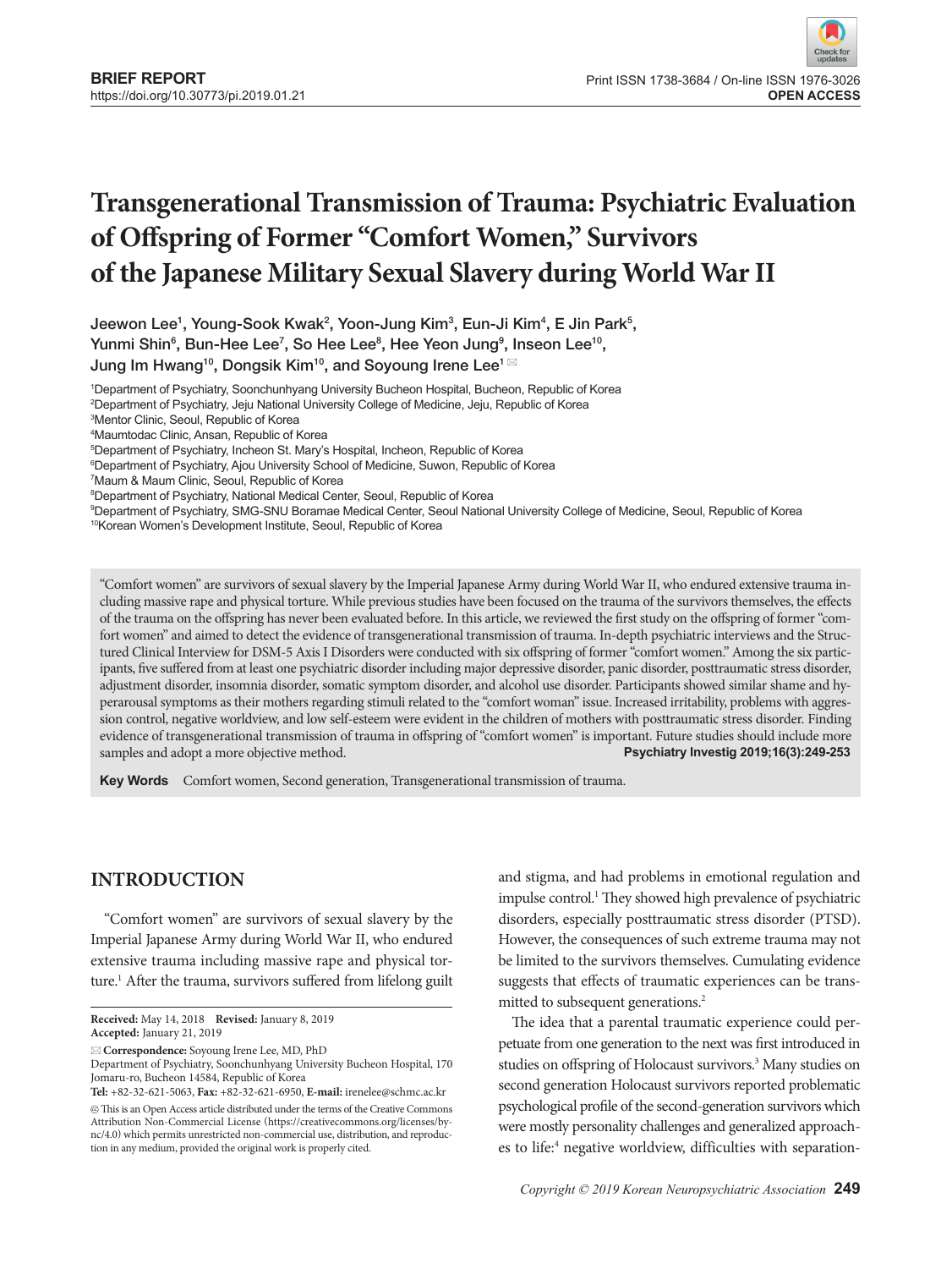BRIEF REPORT

https://doi.org/10.30773/pi.2019.01.21

Print ISSN 1738-3684 / On-line ISSN 1976-3026

OPEN ACCESS

# Transgenerational Transmission of Trauma: Psychiatric Evaluation of Offspring of Former "Comfort Women," Survivors of the Japanese Military Sexual Slavery during World War II

Jeewon Lee[1], Young-Sook Kwak[2], Yoon-Jung Kim[3], Eun-Ji Kim[4], E Jin Park[5], Yunmi Shin[6], Bun-Hee Lee[7], So Hee Lee[8], Hee Yeon Jung[9], Inseon Lee[10], Jung Im Hwang[10], Dongsik Kim[10], and Soyoung Irene Lee[1] ✉

[1]Department of Psychiatry, Soonchunhyang University Bucheon Hospital, Bucheon, Republic of Korea
[2]Department of Psychiatry, Jeju National University College of Medicine, Jeju, Republic of Korea
[3]Mentor Clinic, Seoul, Republic of Korea
[4]Maumtodac Clinic, Ansan, Republic of Korea
[5]Department of Psychiatry, Incheon St. Mary's Hospital, Incheon, Republic of Korea
[6]Department of Psychiatry, Ajou University School of Medicine, Suwon, Republic of Korea
[7]Maum & Maum Clinic, Seoul, Republic of Korea
[8]Department of Psychiatry, National Medical Center, Seoul, Republic of Korea
[9]Department of Psychiatry, SMG-SNU Boramae Medical Center, Seoul National University College of Medicine, Seoul, Republic of Korea
[10]Korean Women's Development Institute, Seoul, Republic of Korea

"Comfort women" are survivors of sexual slavery by the Imperial Japanese Army during World War II, who endured extensive trauma including massive rape and physical torture. While previous studies have been focused on the trauma of the survivors themselves, the effects of the trauma on the offspring has never been evaluated before. In this article, we reviewed the first study on the offspring of former "comfort women" and aimed to detect the evidence of transgenerational transmission of trauma. In-depth psychiatric interviews and the Structured Clinical Interview for DSM-5 Axis I Disorders were conducted with six offspring of former "comfort women." Among the six participants, five suffered from at least one psychiatric disorder including major depressive disorder, panic disorder, posttraumatic stress disorder, adjustment disorder, insomnia disorder, somatic symptom disorder, and alcohol use disorder. Participants showed similar shame and hyperarousal symptoms as their mothers regarding stimuli related to the "comfort woman" issue. Increased irritability, problems with aggression control, negative worldview, and low self-esteem were evident in the children of mothers with posttraumatic stress disorder. Finding evidence of transgenerational transmission of trauma in offspring of "comfort women" is important. Future studies should include more samples and adopt a more objective method.

**Psychiatry Investig 2019;16(3):249-253**

**Key Words** Comfort women, Second generation, Transgenerational transmission of trauma.

## INTRODUCTION

"Comfort women" are survivors of sexual slavery by the Imperial Japanese Army during World War II, who endured extensive trauma including massive rape and physical torture.[1] After the trauma, survivors suffered from lifelong guilt and stigma, and had problems in emotional regulation and impulse control.[1] They showed high prevalence of psychiatric disorders, especially posttraumatic stress disorder (PTSD). However, the consequences of such extreme trauma may not be limited to the survivors themselves. Cumulating evidence suggests that effects of traumatic experiences can be transmitted to subsequent generations.[2]

The idea that a parental traumatic experience could perpetuate from one generation to the next was first introduced in studies on offspring of Holocaust survivors.[3] Many studies on second generation Holocaust survivors reported problematic psychological profile of the second-generation survivors which were mostly personality challenges and generalized approaches to life:[4] negative worldview, difficulties with separation-

**Received:** May 14, 2018 **Revised:** January 8, 2019
**Accepted:** January 21, 2019

✉ **Correspondence:** Soyoung Irene Lee, MD, PhD
Department of Psychiatry, Soonchunhyang University Bucheon Hospital, 170 Jomaru-ro, Bucheon 14584, Republic of Korea
**Tel:** +82-32-621-5063, **Fax:** +82-32-621-6950, **E-mail:** irenelee@schmc.ac.kr

This is an Open Access article distributed under the terms of the Creative Commons Attribution Non-Commercial License (https://creativecommons.org/licenses/by-nc/4.0) which permits unrestricted non-commercial use, distribution, and reproduction in any medium, provided the original work is properly cited.

Copyright © 2019 Korean Neuropsychiatric Association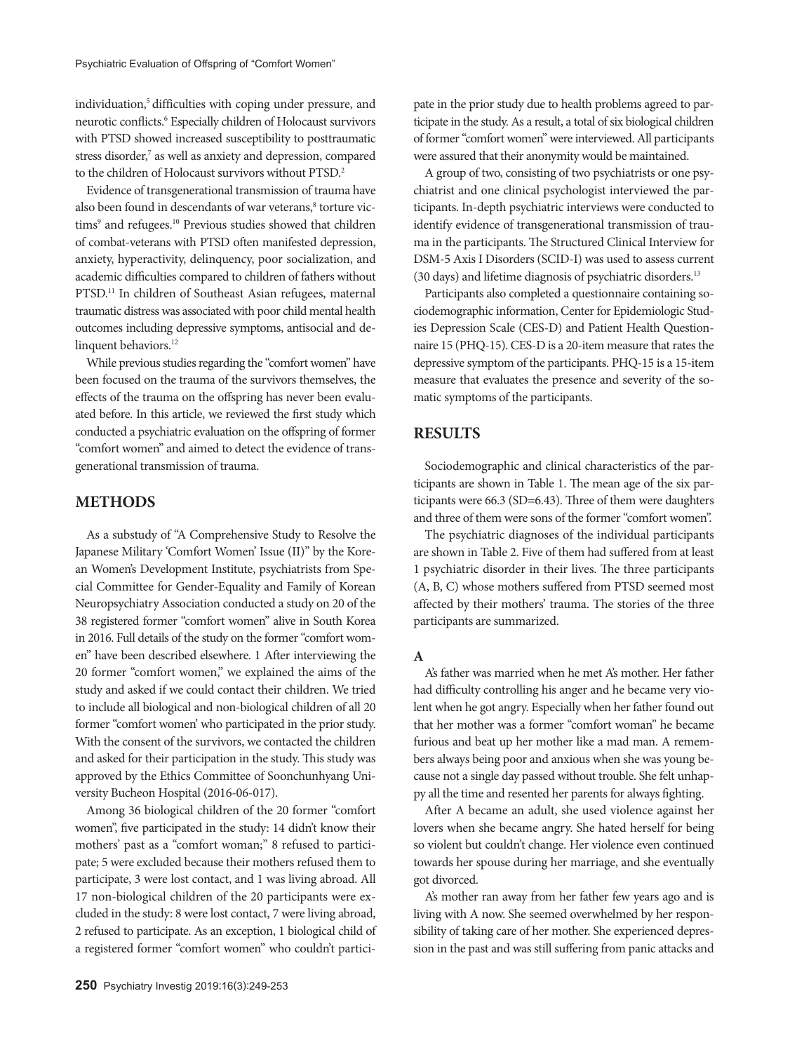individuation,[5] difficulties with coping under pressure, and neurotic conflicts.[6] Especially children of Holocaust survivors with PTSD showed increased susceptibility to posttraumatic stress disorder,[7] as well as anxiety and depression, compared to the children of Holocaust survivors without PTSD.[2]

Evidence of transgenerational transmission of trauma have also been found in descendants of war veterans,[8] torture victims[9] and refugees.[10] Previous studies showed that children of combat-veterans with PTSD often manifested depression, anxiety, hyperactivity, delinquency, poor socialization, and academic difficulties compared to children of fathers without PTSD.[11] In children of Southeast Asian refugees, maternal traumatic distress was associated with poor child mental health outcomes including depressive symptoms, antisocial and delinquent behaviors.[12]

While previous studies regarding the "comfort women" have been focused on the trauma of the survivors themselves, the effects of the trauma on the offspring has never been evaluated before. In this article, we reviewed the first study which conducted a psychiatric evaluation on the offspring of former "comfort women" and aimed to detect the evidence of transgenerational transmission of trauma.

## METHODS

As a substudy of "A Comprehensive Study to Resolve the Japanese Military 'Comfort Women' Issue (II)" by the Korean Women's Development Institute, psychiatrists from Special Committee for Gender-Equality and Family of Korean Neuropsychiatry Association conducted a study on 20 of the 38 registered former "comfort women" alive in South Korea in 2016. Full details of the study on the former "comfort women" have been described elsewhere. 1 After interviewing the 20 former "comfort women," we explained the aims of the study and asked if we could contact their children. We tried to include all biological and non-biological children of all 20 former "comfort women' who participated in the prior study. With the consent of the survivors, we contacted the children and asked for their participation in the study. This study was approved by the Ethics Committee of Soonchunhyang University Bucheon Hospital (2016-06-017).

Among 36 biological children of the 20 former "comfort women", five participated in the study: 14 didn't know their mothers' past as a "comfort woman;" 8 refused to participate; 5 were excluded because their mothers refused them to participate, 3 were lost contact, and 1 was living abroad. All 17 non-biological children of the 20 participants were excluded in the study: 8 were lost contact, 7 were living abroad, 2 refused to participate. As an exception, 1 biological child of a registered former "comfort women" who couldn't participate in the prior study due to health problems agreed to participate in the study. As a result, a total of six biological children of former "comfort women" were interviewed. All participants were assured that their anonymity would be maintained.

A group of two, consisting of two psychiatrists or one psychiatrist and one clinical psychologist interviewed the participants. In-depth psychiatric interviews were conducted to identify evidence of transgenerational transmission of trauma in the participants. The Structured Clinical Interview for DSM-5 Axis I Disorders (SCID-I) was used to assess current (30 days) and lifetime diagnosis of psychiatric disorders.[13]

Participants also completed a questionnaire containing sociodemographic information, Center for Epidemiologic Studies Depression Scale (CES-D) and Patient Health Questionnaire 15 (PHQ-15). CES-D is a 20-item measure that rates the depressive symptom of the participants. PHQ-15 is a 15-item measure that evaluates the presence and severity of the somatic symptoms of the participants.

## RESULTS

Sociodemographic and clinical characteristics of the participants are shown in Table 1. The mean age of the six participants were 66.3 (SD=6.43). Three of them were daughters and three of them were sons of the former "comfort women".

The psychiatric diagnoses of the individual participants are shown in Table 2. Five of them had suffered from at least 1 psychiatric disorder in their lives. The three participants (A, B, C) whose mothers suffered from PTSD seemed most affected by their mothers' trauma. The stories of the three participants are summarized.

### A

A's father was married when he met A's mother. Her father had difficulty controlling his anger and he became very violent when he got angry. Especially when her father found out that her mother was a former "comfort woman" he became furious and beat up her mother like a mad man. A remembers always being poor and anxious when she was young because not a single day passed without trouble. She felt unhappy all the time and resented her parents for always fighting.

After A became an adult, she used violence against her lovers when she became angry. She hated herself for being so violent but couldn't change. Her violence even continued towards her spouse during her marriage, and she eventually got divorced.

A's mother ran away from her father few years ago and is living with A now. She seemed overwhelmed by her responsibility of taking care of her mother. She experienced depression in the past and was still suffering from panic attacks and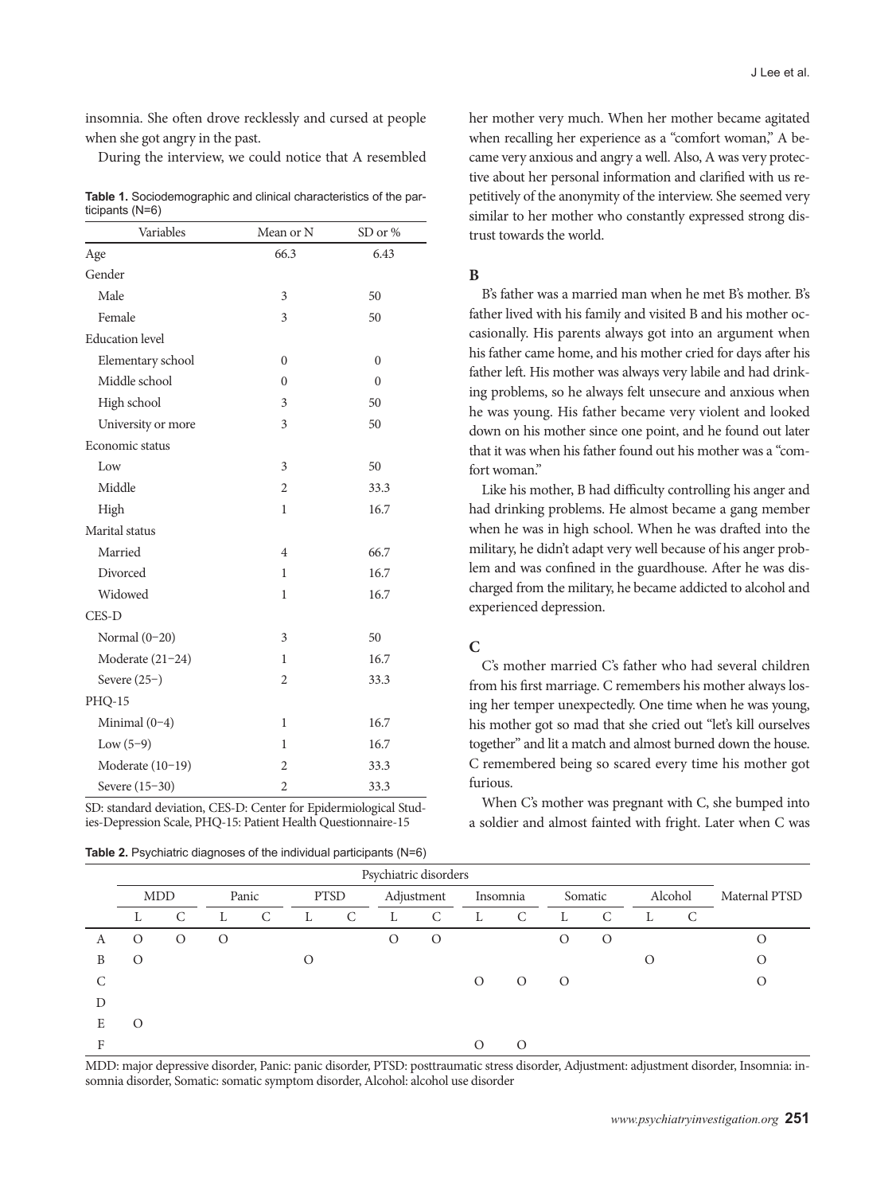insomnia. She often drove recklessly and cursed at people when she got angry in the past.

During the interview, we could notice that A resembled her mother very much. When her mother became agitated when recalling her experience as a "comfort woman," A became very anxious and angry a well. Also, A was very protective about her personal information and clarified with us repetitively of the anonymity of the interview. She seemed very similar to her mother who constantly expressed strong distrust towards the world.

**Table 1.** Sociodemographic and clinical characteristics of the participants (N=6)

| Variables | Mean or N | SD or % |
|---|---|---|
| Age | 66.3 | 6.43 |
| Gender | | |
| Male | 3 | 50 |
| Female | 3 | 50 |
| Education level | | |
| Elementary school | 0 | 0 |
| Middle school | 0 | 0 |
| High school | 3 | 50 |
| University or more | 3 | 50 |
| Economic status | | |
| Low | 3 | 50 |
| Middle | 2 | 33.3 |
| High | 1 | 16.7 |
| Marital status | | |
| Married | 4 | 66.7 |
| Divorced | 1 | 16.7 |
| Widowed | 1 | 16.7 |
| CES-D | | |
| Normal (0–20) | 3 | 50 |
| Moderate (21–24) | 1 | 16.7 |
| Severe (25–) | 2 | 33.3 |
| PHQ-15 | | |
| Minimal (0–4) | 1 | 16.7 |
| Low (5–9) | 1 | 16.7 |
| Moderate (10–19) | 2 | 33.3 |
| Severe (15–30) | 2 | 33.3 |

SD: standard deviation, CES-D: Center for Epidermiological Studies-Depression Scale, PHQ-15: Patient Health Questionnaire-15

### B

B's father was a married man when he met B's mother. B's father lived with his family and visited B and his mother occasionally. His parents always got into an argument when his father came home, and his mother cried for days after his father left. His mother was always very labile and had drinking problems, so he always felt unsecure and anxious when he was young. His father became very violent and looked down on his mother since one point, and he found out later that it was when his father found out his mother was a "comfort woman."

Like his mother, B had difficulty controlling his anger and had drinking problems. He almost became a gang member when he was in high school. When he was drafted into the military, he didn't adapt very well because of his anger problem and was confined in the guardhouse. After he was discharged from the military, he became addicted to alcohol and experienced depression.

### C

C's mother married C's father who had several children from his first marriage. C remembers his mother always losing her temper unexpectedly. One time when he was young, his mother got so mad that she cried out "let's kill ourselves together" and lit a match and almost burned down the house. C remembered being so scared every time his mother got furious.

When C's mother was pregnant with C, she bumped into a soldier and almost fainted with fright. Later when C was

**Table 2.** Psychiatric diagnoses of the individual participants (N=6)

| | Psychiatric disorders | | | | | | | | | | | | | | Maternal PTSD |
|---|---|---|---|---|---|---|---|---|---|---|---|---|---|---|---|
| | MDD | | Panic | | PTSD | | Adjustment | | Insomnia | | Somatic | | Alcohol | | |
| | L | C | L | C | L | C | L | C | L | C | L | C | L | C | |
| A | O | O | O | | | | O | O | | | O | O | | | O |
| B | O | | | | O | | | | | | | | O | | O |
| C | | | | | | | | | O | O | O | | | | O |
| D | | | | | | | | | | | | | | | |
| E | O | | | | | | | | | | | | | | |
| F | | | | | | | | | O | O | | | | | |

MDD: major depressive disorder, Panic: panic disorder, PTSD: posttraumatic stress disorder, Adjustment: adjustment disorder, Insomnia: insomnia disorder, Somatic: somatic symptom disorder, Alcohol: alcohol use disorder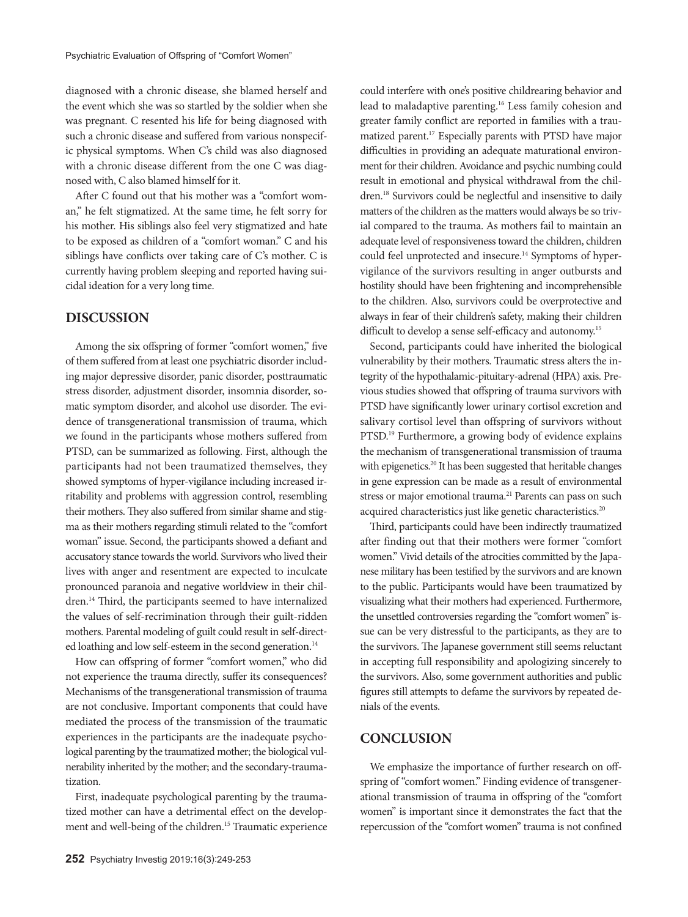diagnosed with a chronic disease, she blamed herself and the event which she was so startled by the soldier when she was pregnant. C resented his life for being diagnosed with such a chronic disease and suffered from various nonspecific physical symptoms. When C's child was also diagnosed with a chronic disease different from the one C was diagnosed with, C also blamed himself for it.

After C found out that his mother was a "comfort woman," he felt stigmatized. At the same time, he felt sorry for his mother. His siblings also feel very stigmatized and hate to be exposed as children of a "comfort woman." C and his siblings have conflicts over taking care of C's mother. C is currently having problem sleeping and reported having suicidal ideation for a very long time.

## DISCUSSION

Among the six offspring of former "comfort women," five of them suffered from at least one psychiatric disorder including major depressive disorder, panic disorder, posttraumatic stress disorder, adjustment disorder, insomnia disorder, somatic symptom disorder, and alcohol use disorder. The evidence of transgenerational transmission of trauma, which we found in the participants whose mothers suffered from PTSD, can be summarized as following. First, although the participants had not been traumatized themselves, they showed symptoms of hyper-vigilance including increased irritability and problems with aggression control, resembling their mothers. They also suffered from similar shame and stigma as their mothers regarding stimuli related to the "comfort woman" issue. Second, the participants showed a defiant and accusatory stance towards the world. Survivors who lived their lives with anger and resentment are expected to inculcate pronounced paranoia and negative worldview in their children.[14] Third, the participants seemed to have internalized the values of self-recrimination through their guilt-ridden mothers. Parental modeling of guilt could result in self-directed loathing and low self-esteem in the second generation.[14]

How can offspring of former "comfort women," who did not experience the trauma directly, suffer its consequences? Mechanisms of the transgenerational transmission of trauma are not conclusive. Important components that could have mediated the process of the transmission of the traumatic experiences in the participants are the inadequate psychological parenting by the traumatized mother; the biological vulnerability inherited by the mother; and the secondary-traumatization.

First, inadequate psychological parenting by the traumatized mother can have a detrimental effect on the development and well-being of the children.[15] Traumatic experience could interfere with one's positive childrearing behavior and lead to maladaptive parenting.[16] Less family cohesion and greater family conflict are reported in families with a traumatized parent.[17] Especially parents with PTSD have major difficulties in providing an adequate maturational environment for their children. Avoidance and psychic numbing could result in emotional and physical withdrawal from the children.[18] Survivors could be neglectful and insensitive to daily matters of the children as the matters would always be so trivial compared to the trauma. As mothers fail to maintain an adequate level of responsiveness toward the children, children could feel unprotected and insecure.[14] Symptoms of hypervigilance of the survivors resulting in anger outbursts and hostility should have been frightening and incomprehensible to the children. Also, survivors could be overprotective and always in fear of their children's safety, making their children difficult to develop a sense self-efficacy and autonomy.[15]

Second, participants could have inherited the biological vulnerability by their mothers. Traumatic stress alters the integrity of the hypothalamic-pituitary-adrenal (HPA) axis. Previous studies showed that offspring of trauma survivors with PTSD have significantly lower urinary cortisol excretion and salivary cortisol level than offspring of survivors without PTSD.[19] Furthermore, a growing body of evidence explains the mechanism of transgenerational transmission of trauma with epigenetics.[20] It has been suggested that heritable changes in gene expression can be made as a result of environmental stress or major emotional trauma.[21] Parents can pass on such acquired characteristics just like genetic characteristics.[20]

Third, participants could have been indirectly traumatized after finding out that their mothers were former "comfort women." Vivid details of the atrocities committed by the Japanese military has been testified by the survivors and are known to the public. Participants would have been traumatized by visualizing what their mothers had experienced. Furthermore, the unsettled controversies regarding the "comfort women" issue can be very distressful to the participants, as they are to the survivors. The Japanese government still seems reluctant in accepting full responsibility and apologizing sincerely to the survivors. Also, some government authorities and public figures still attempts to defame the survivors by repeated denials of the events.

## CONCLUSION

We emphasize the importance of further research on offspring of "comfort women." Finding evidence of transgenerational transmission of trauma in offspring of the "comfort women" is important since it demonstrates the fact that the repercussion of the "comfort women" trauma is not confined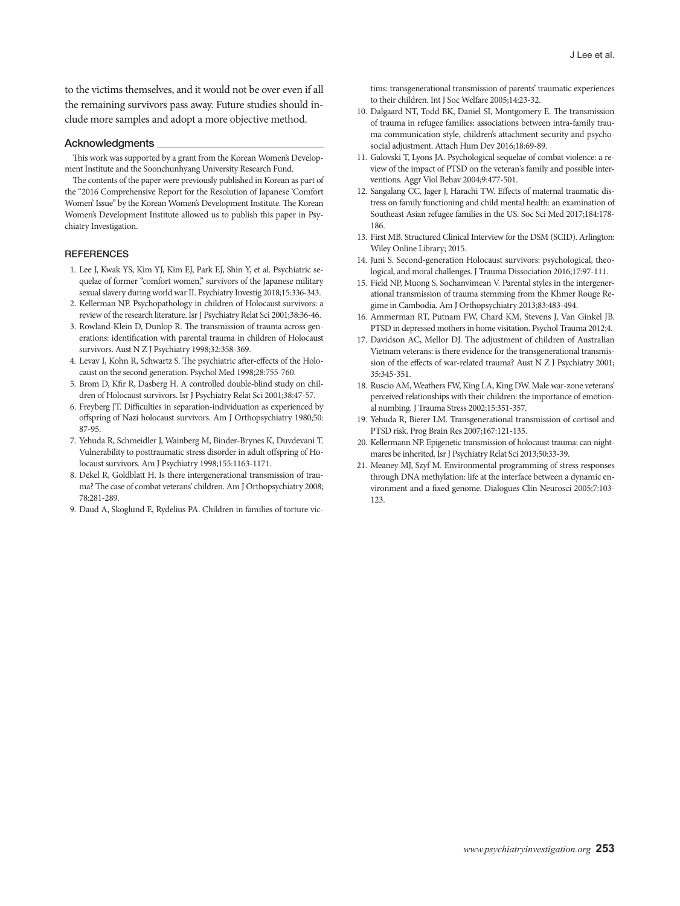to the victims themselves, and it would not be over even if all the remaining survivors pass away. Future studies should include more samples and adopt a more objective method.

## Acknowledgments

This work was supported by a grant from the Korean Women's Development Institute and the Soonchunhyang University Research Fund.

The contents of the paper were previously published in Korean as part of the "2016 Comprehensive Report for the Resolution of Japanese 'Comfort Women' Issue" by the Korean Women's Development Institute. The Korean Women's Development Institute allowed us to publish this paper in Psychiatry Investigation.

## REFERENCES

1. Lee J, Kwak YS, Kim YJ, Kim EJ, Park EJ, Shin Y, et al. Psychiatric sequelae of former "comfort women," survivors of the Japanese military sexual slavery during world war II. Psychiatry Investig 2018;15:336-343.
2. Kellerman NP. Psychopathology in children of Holocaust survivors: a review of the research literature. Isr J Psychiatry Relat Sci 2001;38:36-46.
3. Rowland-Klein D, Dunlop R. The transmission of trauma across generations: identification with parental trauma in children of Holocaust survivors. Aust N Z J Psychiatry 1998;32:358-369.
4. Levav I, Kohn R, Schwartz S. The psychiatric after-effects of the Holocaust on the second generation. Psychol Med 1998;28:755-760.
5. Brom D, Kfir R, Dasberg H. A controlled double-blind study on children of Holocaust survivors. Isr J Psychiatry Relat Sci 2001;38:47-57.
6. Freyberg JT. Difficulties in separation-individuation as experienced by offspring of Nazi holocaust survivors. Am J Orthopsychiatry 1980;50: 87-95.
7. Yehuda R, Schmeidler J, Wainberg M, Binder-Brynes K, Duvdevani T. Vulnerability to posttraumatic stress disorder in adult offspring of Holocaust survivors. Am J Psychiatry 1998;155:1163-1171.
8. Dekel R, Goldblatt H. Is there intergenerational transmission of trauma? The case of combat veterans' children. Am J Orthopsychiatry 2008; 78:281-289.
9. Daud A, Skoglund E, Rydelius PA. Children in families of torture victims: transgenerational transmission of parents' traumatic experiences to their children. Int J Soc Welfare 2005;14:23-32.
10. Dalgaard NT, Todd BK, Daniel SI, Montgomery E. The transmission of trauma in refugee families: associations between intra-family trauma communication style, children's attachment security and psychosocial adjustment. Attach Hum Dev 2016;18:69-89.
11. Galovski T, Lyons JA. Psychological sequelae of combat violence: a review of the impact of PTSD on the veteran's family and possible interventions. Aggr Viol Behav 2004;9:477-501.
12. Sangalang CC, Jager J, Harachi TW. Effects of maternal traumatic distress on family functioning and child mental health: an examination of Southeast Asian refugee families in the US. Soc Sci Med 2017;184:178-186.
13. First MB. Structured Clinical Interview for the DSM (SCID). Arlington: Wiley Online Library; 2015.
14. Juni S. Second-generation Holocaust survivors: psychological, theological, and moral challenges. J Trauma Dissociation 2016;17:97-111.
15. Field NP, Muong S, Sochanvimean V. Parental styles in the intergenerational transmission of trauma stemming from the Khmer Rouge Regime in Cambodia. Am J Orthopsychiatry 2013;83:483-494.
16. Ammerman RT, Putnam FW, Chard KM, Stevens J, Van Ginkel JB. PTSD in depressed mothers in home visitation. Psychol Trauma 2012;4.
17. Davidson AC, Mellor DJ. The adjustment of children of Australian Vietnam veterans: is there evidence for the transgenerational transmission of the effects of war-related trauma? Aust N Z J Psychiatry 2001; 35:345-351.
18. Ruscio AM, Weathers FW, King LA, King DW. Male war-zone veterans' perceived relationships with their children: the importance of emotional numbing. J Trauma Stress 2002;15:351-357.
19. Yehuda R, Bierer LM. Transgenerational transmission of cortisol and PTSD risk. Prog Brain Res 2007;167:121-135.
20. Kellermann NP. Epigenetic transmission of holocaust trauma: can nightmares be inherited. Isr J Psychiatry Relat Sci 2013;50:33-39.
21. Meaney MJ, Szyf M. Environmental programming of stress responses through DNA methylation: life at the interface between a dynamic environment and a fixed genome. Dialogues Clin Neurosci 2005;7:103-123.